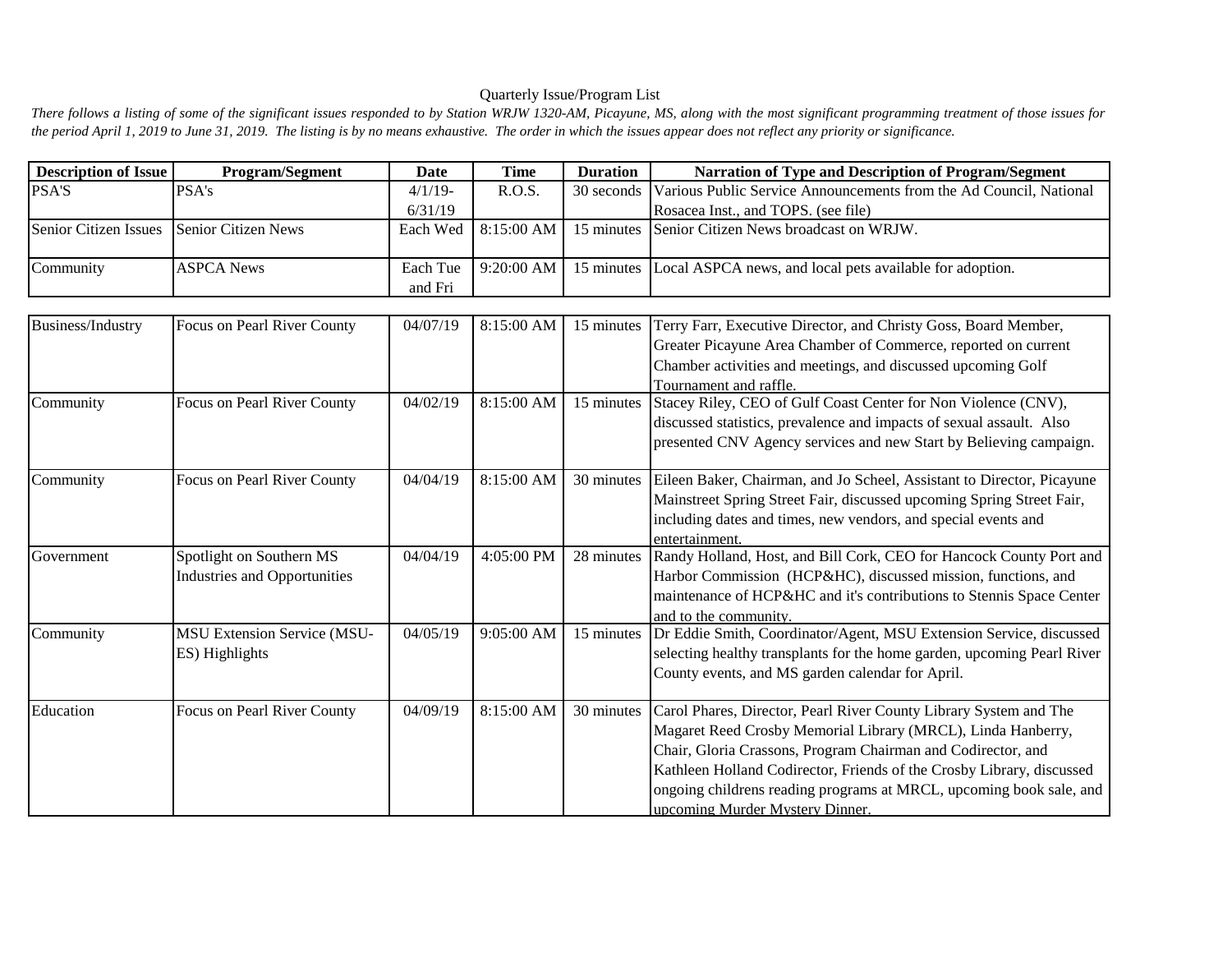Quarterly Issue/Program List

*There follows a listing of some of the significant issues responded to by Station WRJW 1320-AM, Picayune, MS, along with the most significant programming treatment of those issues for the period April 1, 2019 to June 31, 2019. The listing is by no means exhaustive. The order in which the issues appear does not reflect any priority or significance.*

| Description of Issue | Program/Segment | Date | Time | Duration | Narration of Type and Description of Program/Segment |
|---|---|---|---|---|---|
| PSA'S | PSA's | 4/1/19-6/31/19 | R.O.S. | 30 seconds | Various Public Service Announcements from the Ad Council, National Rosacea Inst., and TOPS. (see file) |
| Senior Citizen Issues | Senior Citizen News | Each Wed | 8:15:00 AM | 15 minutes | Senior Citizen News broadcast on WRJW. |
| Community | ASPCA News | Each Tue and Fri | 9:20:00 AM | 15 minutes | Local ASPCA news, and local pets available for adoption. |
| Business/Industry | Focus on Pearl River County | 04/07/19 | 8:15:00 AM | 15 minutes | Terry Farr, Executive Director, and Christy Goss, Board Member, Greater Picayune Area Chamber of Commerce, reported on current Chamber activities and meetings, and discussed upcoming Golf Tournament and raffle. |
| Community | Focus on Pearl River County | 04/02/19 | 8:15:00 AM | 15 minutes | Stacey Riley, CEO of Gulf Coast Center for Non Violence (CNV), discussed statistics, prevalence and impacts of sexual assault. Also presented CNV Agency services and new Start by Believing campaign. |
| Community | Focus on Pearl River County | 04/04/19 | 8:15:00 AM | 30 minutes | Eileen Baker, Chairman, and Jo Scheel, Assistant to Director, Picayune Mainstreet Spring Street Fair, discussed upcoming Spring Street Fair, including dates and times, new vendors, and special events and entertainment. |
| Government | Spotlight on Southern MS Industries and Opportunities | 04/04/19 | 4:05:00 PM | 28 minutes | Randy Holland, Host, and Bill Cork, CEO for Hancock County Port and Harbor Commission (HCP&HC), discussed mission, functions, and maintenance of HCP&HC and it's contributions to Stennis Space Center and to the community. |
| Community | MSU Extension Service (MSU-ES) Highlights | 04/05/19 | 9:05:00 AM | 15 minutes | Dr Eddie Smith, Coordinator/Agent, MSU Extension Service, discussed selecting healthy transplants for the home garden, upcoming Pearl River County events, and MS garden calendar for April. |
| Education | Focus on Pearl River County | 04/09/19 | 8:15:00 AM | 30 minutes | Carol Phares, Director, Pearl River County Library System and The Magaret Reed Crosby Memorial Library (MRCL), Linda Hanberry, Chair, Gloria Crassons, Program Chairman and Codirector, and Kathleen Holland Codirector, Friends of the Crosby Library, discussed ongoing childrens reading programs at MRCL, upcoming book sale, and upcoming Murder Mystery Dinner. |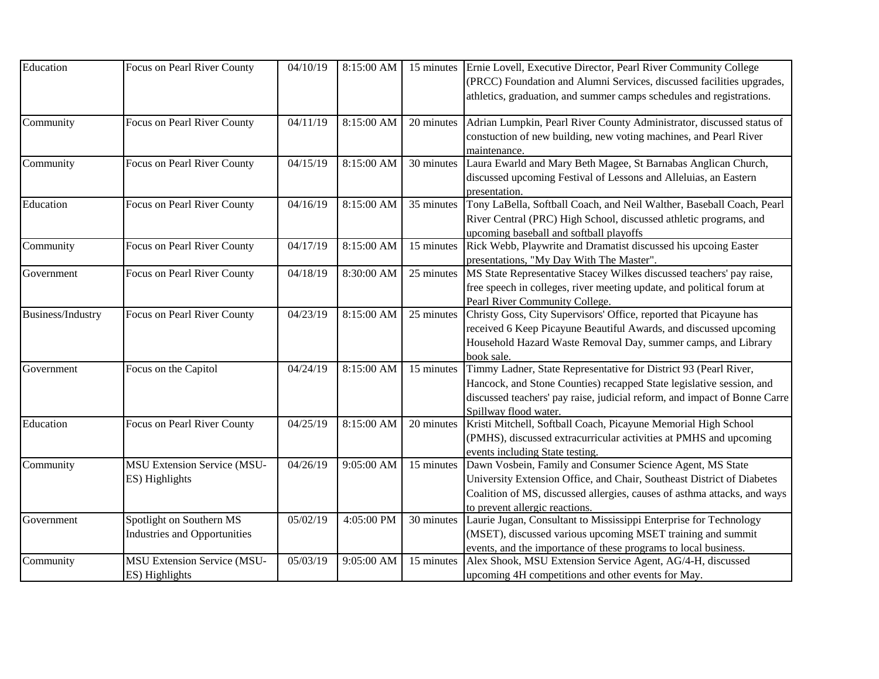| Education | Focus on Pearl River County | 04/10/19 | 8:15:00 AM | 15 minutes | Ernie Lovell, Executive Director, Pearl River Community College (PRCC) Foundation and Alumni Services, discussed facilities upgrades, athletics, graduation, and summer camps schedules and registrations. |
|---|---|---|---|---|---|
| Community | Focus on Pearl River County | 04/11/19 | 8:15:00 AM | 20 minutes | Adrian Lumpkin, Pearl River County Administrator, discussed status of constuction of new building, new voting machines, and Pearl River maintenance. |
| Community | Focus on Pearl River County | 04/15/19 | 8:15:00 AM | 30 minutes | Laura Ewarld and Mary Beth Magee, St Barnabas Anglican Church, discussed upcoming Festival of Lessons and Alleluias, an Eastern presentation. |
| Education | Focus on Pearl River County | 04/16/19 | 8:15:00 AM | 35 minutes | Tony LaBella, Softball Coach, and Neil Walther, Baseball Coach, Pearl River Central (PRC) High School, discussed athletic programs, and upcoming baseball and softball playoffs |
| Community | Focus on Pearl River County | 04/17/19 | 8:15:00 AM | 15 minutes | Rick Webb, Playwrite and Dramatist discussed his upcoing Easter presentations, "My Day With The Master". |
| Government | Focus on Pearl River County | 04/18/19 | 8:30:00 AM | 25 minutes | MS State Representative Stacey Wilkes discussed teachers' pay raise, free speech in colleges, river meeting update, and political forum at Pearl River Community College. |
| Business/Industry | Focus on Pearl River County | 04/23/19 | 8:15:00 AM | 25 minutes | Christy Goss, City Supervisors' Office, reported that Picayune has received 6 Keep Picayune Beautiful Awards, and discussed upcoming Household Hazard Waste Removal Day, summer camps, and Library book sale. |
| Government | Focus on the Capitol | 04/24/19 | 8:15:00 AM | 15 minutes | Timmy Ladner, State Representative for District 93 (Pearl River, Hancock, and Stone Counties) recapped State legislative session, and discussed teachers' pay raise, judicial reform, and impact of Bonne Carre Spillway flood water. |
| Education | Focus on Pearl River County | 04/25/19 | 8:15:00 AM | 20 minutes | Kristi Mitchell, Softball Coach, Picayune Memorial High School (PMHS), discussed extracurricular activities at PMHS and upcoming events including State testing. |
| Community | MSU Extension Service (MSU-ES) Highlights | 04/26/19 | 9:05:00 AM | 15 minutes | Dawn Vosbein, Family and Consumer Science Agent, MS State University Extension Office, and Chair, Southeast District of Diabetes Coalition of MS, discussed allergies, causes of asthma attacks, and ways to prevent allergic reactions. |
| Government | Spotlight on Southern MS Industries and Opportunities | 05/02/19 | 4:05:00 PM | 30 minutes | Laurie Jugan, Consultant to Mississippi Enterprise for Technology (MSET), discussed various upcoming MSET training and summit events, and the importance of these programs to local business. |
| Community | MSU Extension Service (MSU-ES) Highlights | 05/03/19 | 9:05:00 AM | 15 minutes | Alex Shook, MSU Extension Service Agent, AG/4-H, discussed upcoming 4H competitions and other events for May. |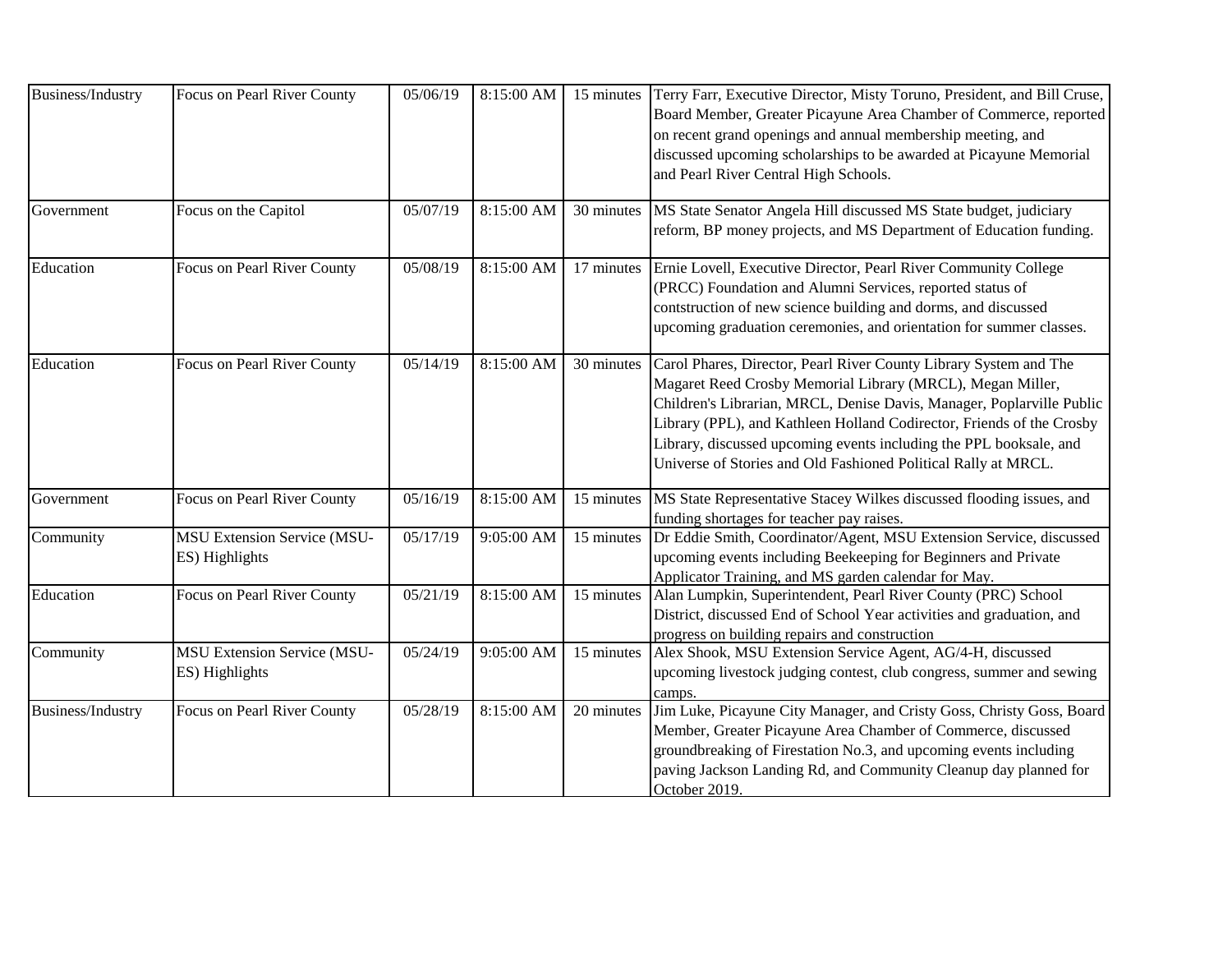| Business/Industry | Focus on Pearl River County | 05/06/19 | 8:15:00 AM | 15 minutes | Terry Farr, Executive Director, Misty Toruno, President, and Bill Cruse, Board Member, Greater Picayune Area Chamber of Commerce, reported on recent grand openings and annual membership meeting, and discussed upcoming scholarships to be awarded at Picayune Memorial and Pearl River Central High Schools. |
|---|---|---|---|---|---|
| Government | Focus on the Capitol | 05/07/19 | 8:15:00 AM | 30 minutes | MS State Senator Angela Hill discussed MS State budget, judiciary reform, BP money projects, and MS Department of Education funding. |
| Education | Focus on Pearl River County | 05/08/19 | 8:15:00 AM | 17 minutes | Ernie Lovell, Executive Director, Pearl River Community College (PRCC) Foundation and Alumni Services, reported status of contstruction of new science building and dorms, and discussed upcoming graduation ceremonies, and orientation for summer classes. |
| Education | Focus on Pearl River County | 05/14/19 | 8:15:00 AM | 30 minutes | Carol Phares, Director, Pearl River County Library System and The Magaret Reed Crosby Memorial Library (MRCL), Megan Miller, Children's Librarian, MRCL, Denise Davis, Manager, Poplarville Public Library (PPL), and Kathleen Holland Codirector, Friends of the Crosby Library, discussed upcoming events including the PPL booksale, and Universe of Stories and Old Fashioned Political Rally at MRCL. |
| Government | Focus on Pearl River County | 05/16/19 | 8:15:00 AM | 15 minutes | MS State Representative Stacey Wilkes discussed flooding issues, and funding shortages for teacher pay raises. |
| Community | MSU Extension Service (MSU-ES) Highlights | 05/17/19 | 9:05:00 AM | 15 minutes | Dr Eddie Smith, Coordinator/Agent, MSU Extension Service, discussed upcoming events including Beekeeping for Beginners and Private Applicator Training, and MS garden calendar for May. |
| Education | Focus on Pearl River County | 05/21/19 | 8:15:00 AM | 15 minutes | Alan Lumpkin, Superintendent, Pearl River County (PRC) School District, discussed End of School Year activities and graduation, and progress on building repairs and construction |
| Community | MSU Extension Service (MSU-ES) Highlights | 05/24/19 | 9:05:00 AM | 15 minutes | Alex Shook, MSU Extension Service Agent, AG/4-H, discussed upcoming livestock judging contest, club congress, summer and sewing camps. |
| Business/Industry | Focus on Pearl River County | 05/28/19 | 8:15:00 AM | 20 minutes | Jim Luke, Picayune City Manager, and Cristy Goss, Christy Goss, Board Member, Greater Picayune Area Chamber of Commerce, discussed groundbreaking of Firestation No.3, and upcoming events including paving Jackson Landing Rd, and Community Cleanup day planned for October 2019. |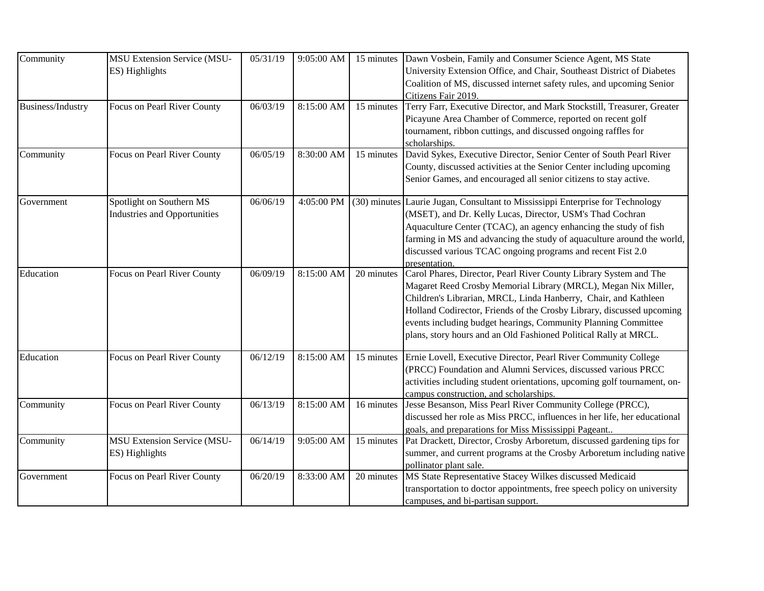| Community | MSU Extension Service (MSU-ES) Highlights | 05/31/19 | 9:05:00 AM | 15 minutes | Dawn Vosbein, Family and Consumer Science Agent, MS State University Extension Office, and Chair, Southeast District of Diabetes Coalition of MS, discussed internet safety rules, and upcoming Senior Citizens Fair 2019. |
|---|---|---|---|---|---|
| Business/Industry | Focus on Pearl River County | 06/03/19 | 8:15:00 AM | 15 minutes | Terry Farr, Executive Director, and Mark Stockstill, Treasurer, Greater Picayune Area Chamber of Commerce, reported on recent golf tournament, ribbon cuttings, and discussed ongoing raffles for scholarships. |
| Community | Focus on Pearl River County | 06/05/19 | 8:30:00 AM | 15 minutes | David Sykes, Executive Director, Senior Center of South Pearl River County, discussed activities at the Senior Center including upcoming Senior Games, and encouraged all senior citizens to stay active. |
| Government | Spotlight on Southern MS Industries and Opportunities | 06/06/19 | 4:05:00 PM | (30) minutes | Laurie Jugan, Consultant to Mississippi Enterprise for Technology (MSET), and Dr. Kelly Lucas, Director, USM's Thad Cochran Aquaculture Center (TCAC), an agency enhancing the study of fish farming in MS and advancing the study of aquaculture around the world, discussed various TCAC ongoing programs and recent Fist 2.0 presentation. |
| Education | Focus on Pearl River County | 06/09/19 | 8:15:00 AM | 20 minutes | Carol Phares, Director, Pearl River County Library System and The Magaret Reed Crosby Memorial Library (MRCL), Megan Nix Miller, Children's Librarian, MRCL, Linda Hanberry, Chair, and Kathleen Holland Codirector, Friends of the Crosby Library, discussed upcoming events including budget hearings, Community Planning Committee plans, story hours and an Old Fashioned Political Rally at MRCL. |
| Education | Focus on Pearl River County | 06/12/19 | 8:15:00 AM | 15 minutes | Ernie Lovell, Executive Director, Pearl River Community College (PRCC) Foundation and Alumni Services, discussed various PRCC activities including student orientations, upcoming golf tournament, on-campus construction, and scholarships. |
| Community | Focus on Pearl River County | 06/13/19 | 8:15:00 AM | 16 minutes | Jesse Besanson, Miss Pearl River Community College (PRCC), discussed her role as Miss PRCC, influences in her life, her educational goals, and preparations for Miss Mississippi Pageant.. |
| Community | MSU Extension Service (MSU-ES) Highlights | 06/14/19 | 9:05:00 AM | 15 minutes | Pat Drackett, Director, Crosby Arboretum, discussed gardening tips for summer, and current programs at the Crosby Arboretum including native pollinator plant sale. |
| Government | Focus on Pearl River County | 06/20/19 | 8:33:00 AM | 20 minutes | MS State Representative Stacey Wilkes discussed Medicaid transportation to doctor appointments, free speech policy on university campuses, and bi-partisan support. |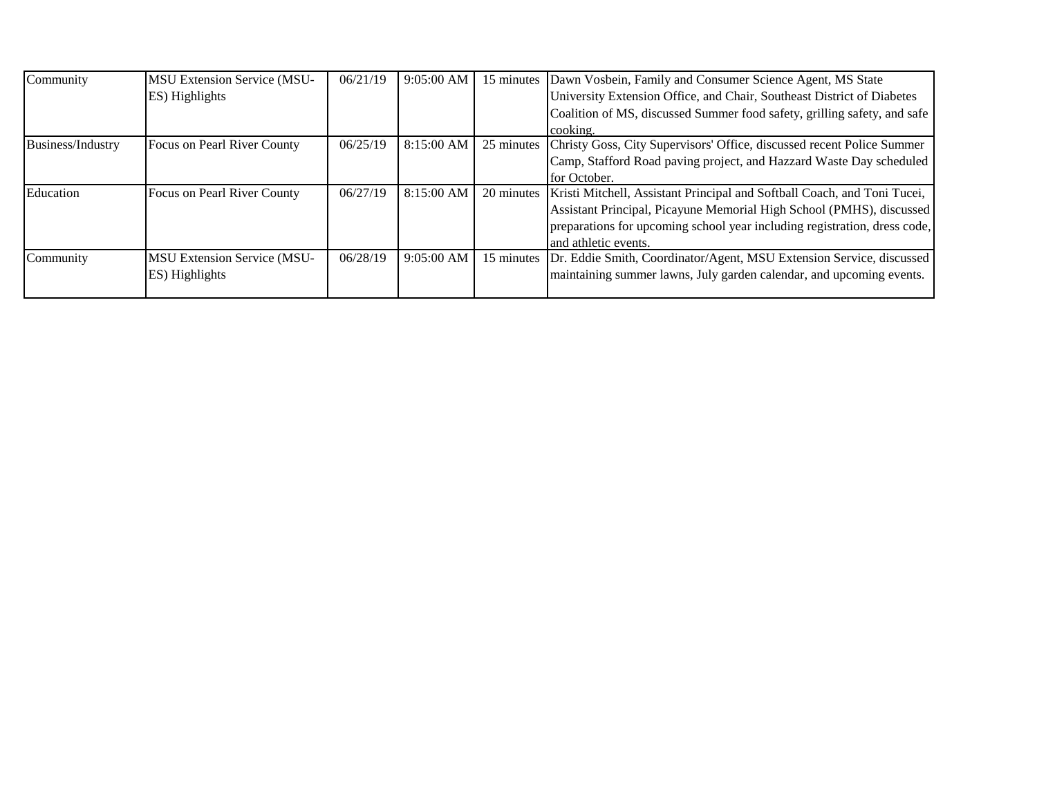| | | | | | |
|---|---|---|---|---|---|
| Community | MSU Extension Service (MSU-ES) Highlights | 06/21/19 | 9:05:00 AM | 15 minutes | Dawn Vosbein, Family and Consumer Science Agent, MS State University Extension Office, and Chair, Southeast District of Diabetes Coalition of MS, discussed Summer food safety, grilling safety, and safe cooking. |
| Business/Industry | Focus on Pearl River County | 06/25/19 | 8:15:00 AM | 25 minutes | Christy Goss, City Supervisors' Office, discussed recent Police Summer Camp, Stafford Road paving project, and Hazzard Waste Day scheduled for October. |
| Education | Focus on Pearl River County | 06/27/19 | 8:15:00 AM | 20 minutes | Kristi Mitchell, Assistant Principal and Softball Coach, and Toni Tucei, Assistant Principal, Picayune Memorial High School (PMHS), discussed preparations for upcoming school year including registration, dress code, and athletic events. |
| Community | MSU Extension Service (MSU-ES) Highlights | 06/28/19 | 9:05:00 AM | 15 minutes | Dr. Eddie Smith, Coordinator/Agent, MSU Extension Service, discussed maintaining summer lawns, July garden calendar, and upcoming events. |